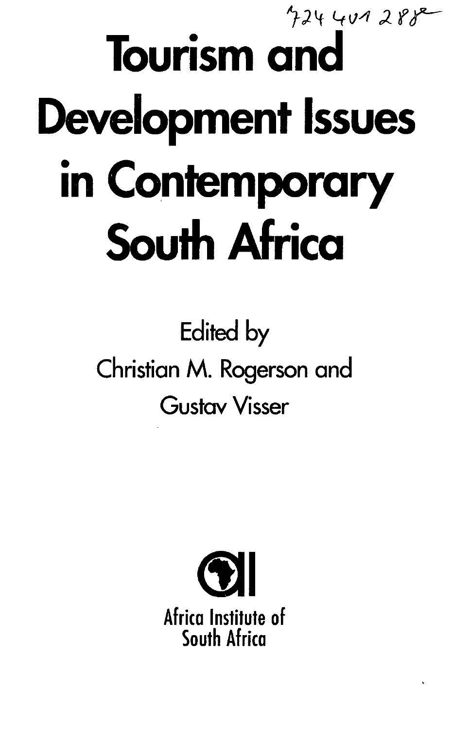724 401 288

# Tourism and Development Issues in Contemporary South Africa

Edited by

Christian M. Rogerson and

Gustav Visser

Africa Institute of South Africa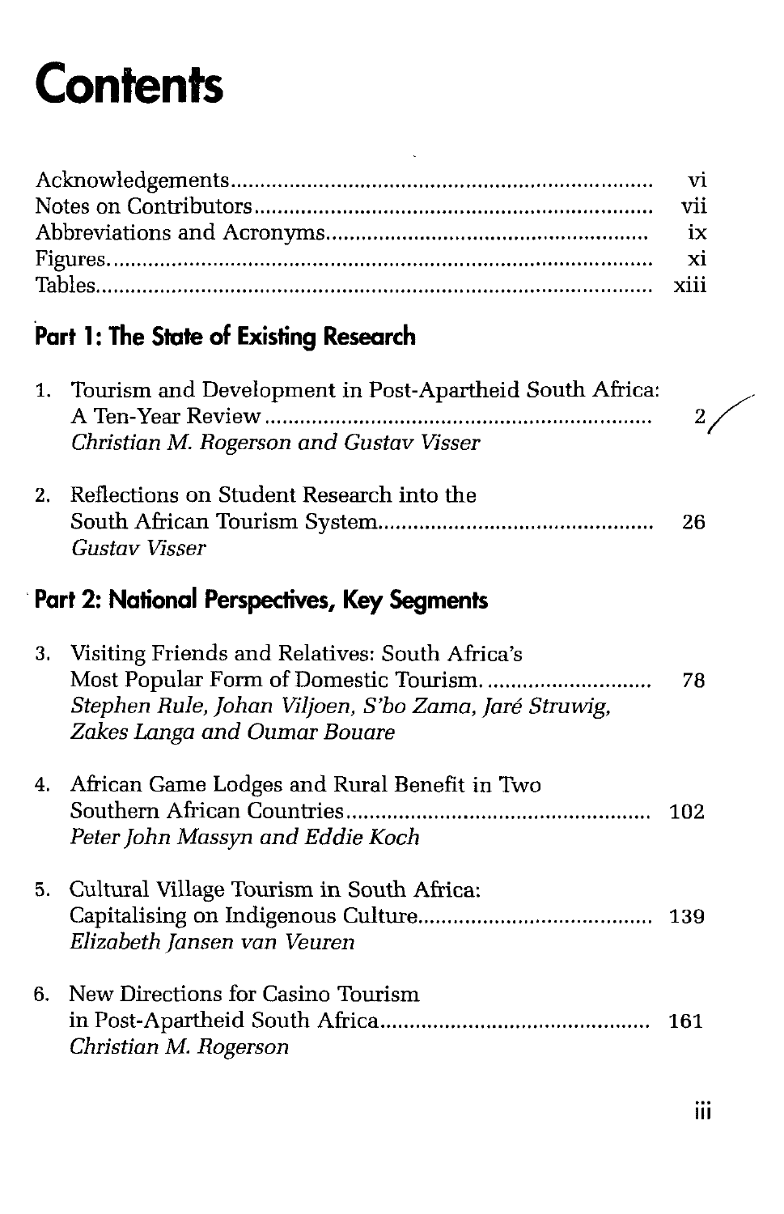# Contents

Acknowledgements ..... vi
Notes on Contributors ..... vii
Abbreviations and Acronyms ..... ix
Figures ..... xi
Tables ..... xiii

## Part 1: The State of Existing Research

1. Tourism and Development in Post-Apartheid South Africa: A Ten-Year Review ..... 2
*Christian M. Rogerson and Gustav Visser*

2. Reflections on Student Research into the South African Tourism System ..... 26
*Gustav Visser*

## Part 2: National Perspectives, Key Segments

3. Visiting Friends and Relatives: South Africa's Most Popular Form of Domestic Tourism. ..... 78
*Stephen Rule, Johan Viljoen, S'bo Zama, Jaré Struwig, Zakes Langa and Oumar Bouare*

4. African Game Lodges and Rural Benefit in Two Southern African Countries ..... 102
*Peter John Massyn and Eddie Koch*

5. Cultural Village Tourism in South Africa: Capitalising on Indigenous Culture ..... 139
*Elizabeth Jansen van Veuren*

6. New Directions for Casino Tourism in Post-Apartheid South Africa ..... 161
*Christian M. Rogerson*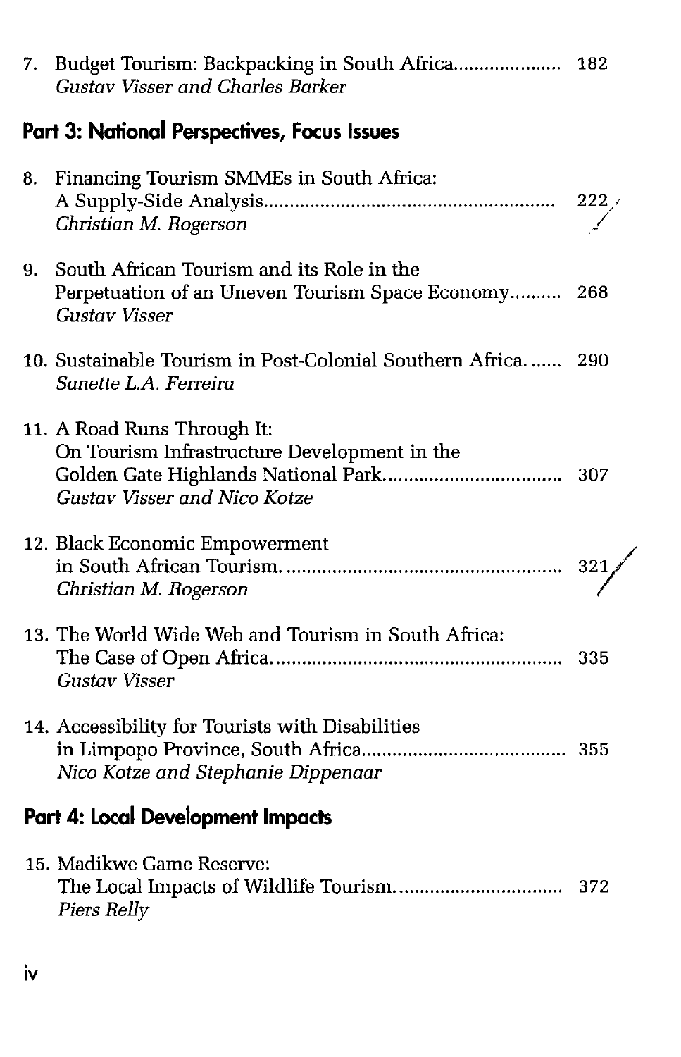7. Budget Tourism: Backpacking in South Africa.................... 182
   *Gustav Visser and Charles Barker*

## Part 3: National Perspectives, Focus Issues

8. Financing Tourism SMMEs in South Africa:
   A Supply-Side Analysis........................................................ 222
   *Christian M. Rogerson*

9. South African Tourism and its Role in the
   Perpetuation of an Uneven Tourism Space Economy.......... 268
   *Gustav Visser*

10. Sustainable Tourism in Post-Colonial Southern Africa....... 290
    *Sanette L.A. Ferreira*

11. A Road Runs Through It:
    On Tourism Infrastructure Development in the
    Golden Gate Highlands National Park.................................. 307
    *Gustav Visser and Nico Kotze*

12. Black Economic Empowerment
    in South African Tourism...................................................... 321
    *Christian M. Rogerson*

13. The World Wide Web and Tourism in South Africa:
    The Case of Open Africa........................................................ 335
    *Gustav Visser*

14. Accessibility for Tourists with Disabilities
    in Limpopo Province, South Africa....................................... 355
    *Nico Kotze and Stephanie Dippenaar*

## Part 4: Local Development Impacts

15. Madikwe Game Reserve:
    The Local Impacts of Wildlife Tourism................................ 372
    *Piers Relly*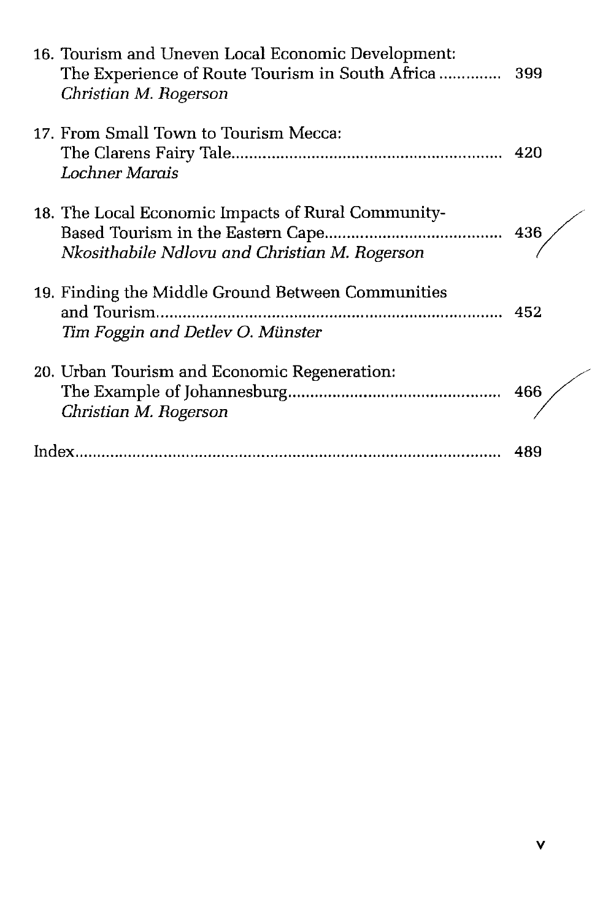16. Tourism and Uneven Local Economic Development: The Experience of Route Tourism in South Africa .............. 399
    *Christian M. Rogerson*

17. From Small Town to Tourism Mecca: The Clarens Fairy Tale.............................................................. 420
    *Lochner Marais*

18. The Local Economic Impacts of Rural Community-Based Tourism in the Eastern Cape........................................ 436
    *Nkosithabile Ndlovu and Christian M. Rogerson*

19. Finding the Middle Ground Between Communities and Tourism................................................................................ 452
    *Tim Foggin and Detlev O. Münster*

20. Urban Tourism and Economic Regeneration: The Example of Johannesburg................................................ 466
    *Christian M. Rogerson*

Index.................................................................................................. 489